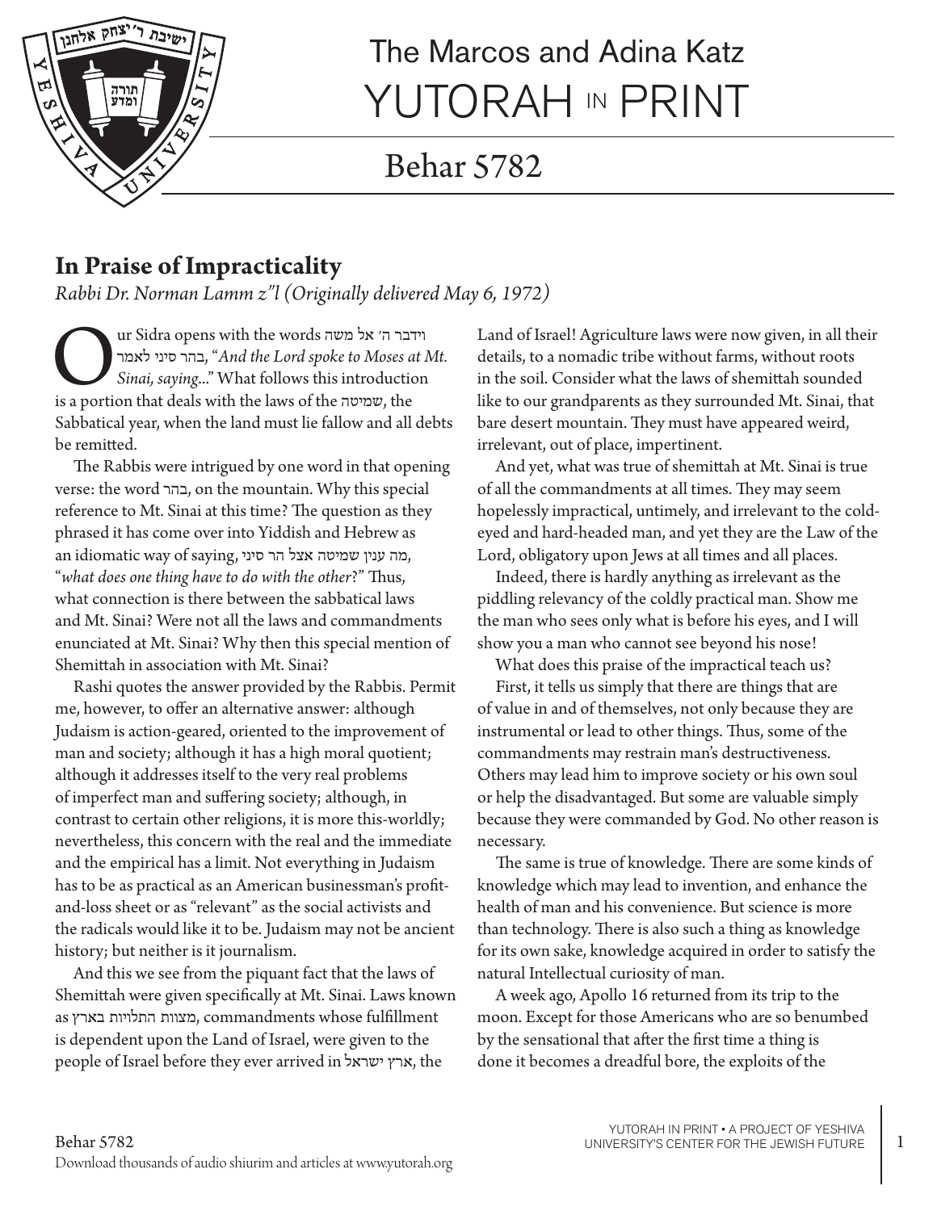# The Marcos and Adina Katz YUTORAH IN PRINT

## Behar 5782

### In Praise of Impracticality

*Rabbi Dr. Norman Lamm z"l (Originally delivered May 6, 1972)*

Our Sidra opens with the words וידבר ה' אל משה בהר סיני לאמר, "*And the Lord spoke to Moses at Mt. Sinai, saying...*" What follows this introduction is a portion that deals with the laws of the שמיטה, the Sabbatical year, when the land must lie fallow and all debts be remitted.

The Rabbis were intrigued by one word in that opening verse: the word בהר, on the mountain. Why this special reference to Mt. Sinai at this time? The question as they phrased it has come over into Yiddish and Hebrew as an idiomatic way of saying, מה ענין שמיטה אצל הר סיני, "*what does one thing have to do with the other*?" Thus, what connection is there between the sabbatical laws and Mt. Sinai? Were not all the laws and commandments enunciated at Mt. Sinai? Why then this special mention of Shemittah in association with Mt. Sinai?

Rashi quotes the answer provided by the Rabbis. Permit me, however, to offer an alternative answer: although Judaism is action-geared, oriented to the improvement of man and society; although it has a high moral quotient; although it addresses itself to the very real problems of imperfect man and suffering society; although, in contrast to certain other religions, it is more this-worldly; nevertheless, this concern with the real and the immediate and the empirical has a limit. Not everything in Judaism has to be as practical as an American businessman's profit-and-loss sheet or as "relevant" as the social activists and the radicals would like it to be. Judaism may not be ancient history; but neither is it journalism.

And this we see from the piquant fact that the laws of Shemittah were given specifically at Mt. Sinai. Laws known as מצוות התלויות בארץ, commandments whose fulfillment is dependent upon the Land of Israel, were given to the people of Israel before they ever arrived in ארץ ישראל, the Land of Israel! Agriculture laws were now given, in all their details, to a nomadic tribe without farms, without roots in the soil. Consider what the laws of shemittah sounded like to our grandparents as they surrounded Mt. Sinai, that bare desert mountain. They must have appeared weird, irrelevant, out of place, impertinent.

And yet, what was true of shemittah at Mt. Sinai is true of all the commandments at all times. They may seem hopelessly impractical, untimely, and irrelevant to the cold-eyed and hard-headed man, and yet they are the Law of the Lord, obligatory upon Jews at all times and all places.

Indeed, there is hardly anything as irrelevant as the piddling relevancy of the coldly practical man. Show me the man who sees only what is before his eyes, and I will show you a man who cannot see beyond his nose!

What does this praise of the impractical teach us?

First, it tells us simply that there are things that are of value in and of themselves, not only because they are instrumental or lead to other things. Thus, some of the commandments may restrain man's destructiveness. Others may lead him to improve society or his own soul or help the disadvantaged. But some are valuable simply because they were commanded by God. No other reason is necessary.

The same is true of knowledge. There are some kinds of knowledge which may lead to invention, and enhance the health of man and his convenience. But science is more than technology. There is also such a thing as knowledge for its own sake, knowledge acquired in order to satisfy the natural Intellectual curiosity of man.

A week ago, Apollo 16 returned from its trip to the moon. Except for those Americans who are so benumbed by the sensational that after the first time a thing is done it becomes a dreadful bore, the exploits of the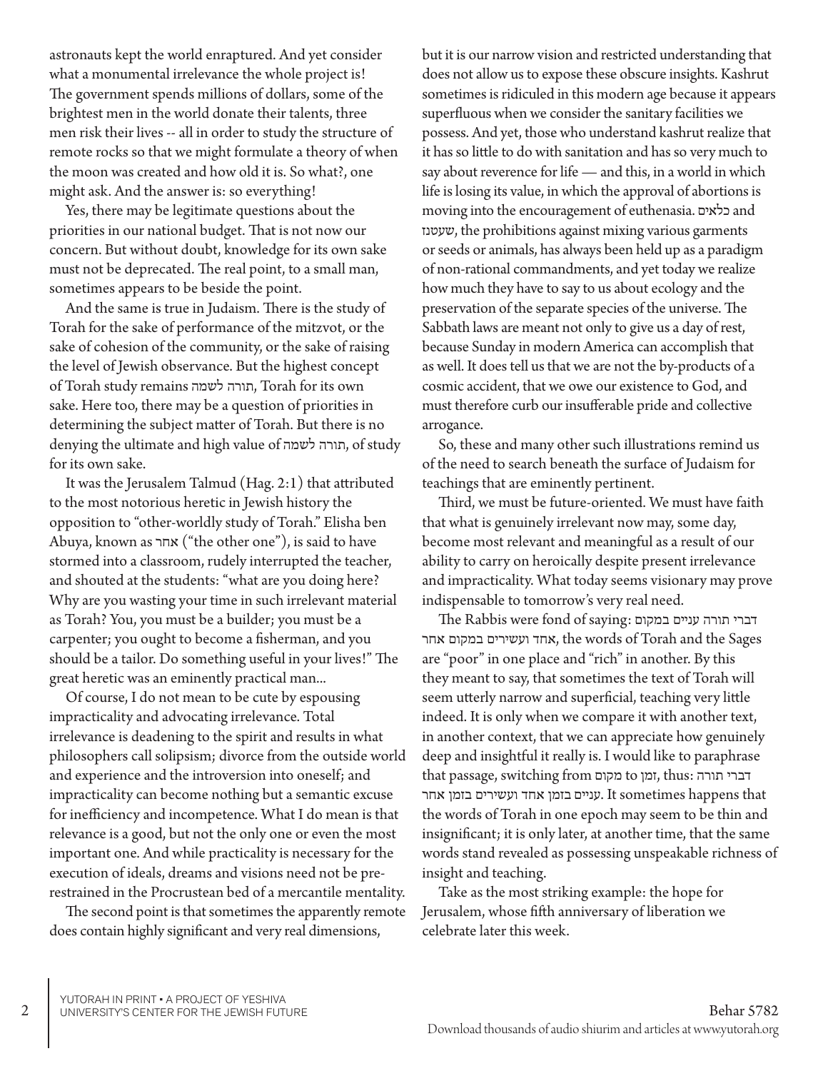astronauts kept the world enraptured. And yet consider what a monumental irrelevance the whole project is! The government spends millions of dollars, some of the brightest men in the world donate their talents, three men risk their lives -- all in order to study the structure of remote rocks so that we might formulate a theory of when the moon was created and how old it is. So what?, one might ask. And the answer is: so everything!

Yes, there may be legitimate questions about the priorities in our national budget. That is not now our concern. But without doubt, knowledge for its own sake must not be deprecated. The real point, to a small man, sometimes appears to be beside the point.

And the same is true in Judaism. There is the study of Torah for the sake of performance of the mitzvot, or the sake of cohesion of the community, or the sake of raising the level of Jewish observance. But the highest concept of Torah study remains תורה לשמה, Torah for its own sake. Here too, there may be a question of priorities in determining the subject matter of Torah. But there is no denying the ultimate and high value of תורה לשמה, of study for its own sake.

It was the Jerusalem Talmud (Hag. 2:1) that attributed to the most notorious heretic in Jewish history the opposition to "other-worldly study of Torah." Elisha ben Abuya, known as אחר ("the other one"), is said to have stormed into a classroom, rudely interrupted the teacher, and shouted at the students: "what are you doing here? Why are you wasting your time in such irrelevant material as Torah? You, you must be a builder; you must be a carpenter; you ought to become a fisherman, and you should be a tailor. Do something useful in your lives!" The great heretic was an eminently practical man...

Of course, I do not mean to be cute by espousing impracticality and advocating irrelevance. Total irrelevance is deadening to the spirit and results in what philosophers call solipsism; divorce from the outside world and experience and the introversion into oneself; and impracticality can become nothing but a semantic excuse for inefficiency and incompetence. What I do mean is that relevance is a good, but not the only one or even the most important one. And while practicality is necessary for the execution of ideals, dreams and visions need not be pre-restrained in the Procrustean bed of a mercantile mentality.

The second point is that sometimes the apparently remote does contain highly significant and very real dimensions, but it is our narrow vision and restricted understanding that does not allow us to expose these obscure insights. Kashrut sometimes is ridiculed in this modern age because it appears superfluous when we consider the sanitary facilities we possess. And yet, those who understand kashrut realize that it has so little to do with sanitation and has so very much to say about reverence for life — and this, in a world in which life is losing its value, in which the approval of abortions is moving into the encouragement of euthenasia. כלאים and שעטנז, the prohibitions against mixing various garments or seeds or animals, has always been held up as a paradigm of non-rational commandments, and yet today we realize how much they have to say to us about ecology and the preservation of the separate species of the universe. The Sabbath laws are meant not only to give us a day of rest, because Sunday in modern America can accomplish that as well. It does tell us that we are not the by-products of a cosmic accident, that we owe our existence to God, and must therefore curb our insufferable pride and collective arrogance.

So, these and many other such illustrations remind us of the need to search beneath the surface of Judaism for teachings that are eminently pertinent.

Third, we must be future-oriented. We must have faith that what is genuinely irrelevant now may, some day, become most relevant and meaningful as a result of our ability to carry on heroically despite present irrelevance and impracticality. What today seems visionary may prove indispensable to tomorrow's very real need.

The Rabbis were fond of saying: דברי תורה עניים במקום אחד ועשירים במקום אחר, the words of Torah and the Sages are "poor" in one place and "rich" in another. By this they meant to say, that sometimes the text of Torah will seem utterly narrow and superficial, teaching very little indeed. It is only when we compare it with another text, in another context, that we can appreciate how genuinely deep and insightful it really is. I would like to paraphrase that passage, switching from מקום to זמן, thus: דברי תורה עניים בזמן אחד ועשירים בזמן אחר. It sometimes happens that the words of Torah in one epoch may seem to be thin and insignificant; it is only later, at another time, that the same words stand revealed as possessing unspeakable richness of insight and teaching.

Take as the most striking example: the hope for Jerusalem, whose fifth anniversary of liberation we celebrate later this week.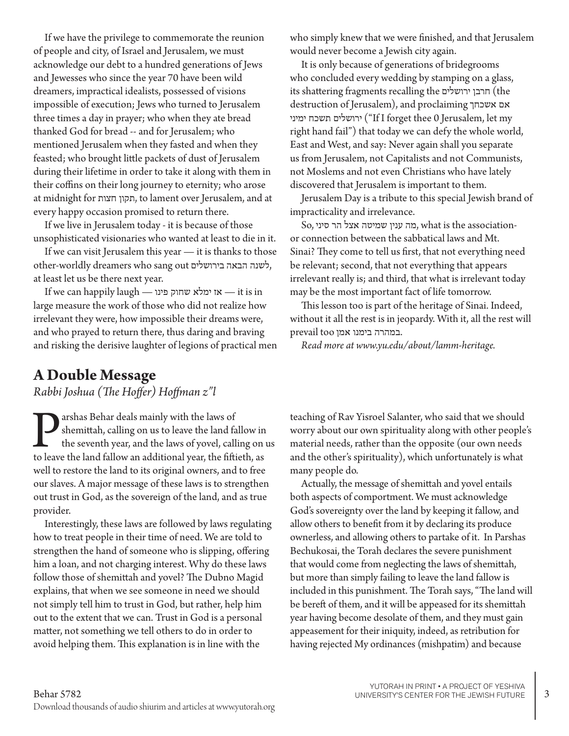If we have the privilege to commemorate the reunion of people and city, of Israel and Jerusalem, we must acknowledge our debt to a hundred generations of Jews and Jewesses who since the year 70 have been wild dreamers, impractical idealists, possessed of visions impossible of execution; Jews who turned to Jerusalem three times a day in prayer; who when they ate bread thanked God for bread -- and for Jerusalem; who mentioned Jerusalem when they fasted and when they feasted; who brought little packets of dust of Jerusalem during their lifetime in order to take it along with them in their coffins on their long journey to eternity; who arose at midnight for תקון חצות, to lament over Jerusalem, and at every happy occasion promised to return there.

If we live in Jerusalem today - it is because of those unsophisticated visionaries who wanted at least to die in it.

If we can visit Jerusalem this year — it is thanks to those other-worldly dreamers who sang out לשנה הבאה בירושלים, at least let us be there next year.

If we can happily laugh — אז ימלא שחוק פינו — it is in large measure the work of those who did not realize how irrelevant they were, how impossible their dreams were, and who prayed to return there, thus daring and braving and risking the derisive laughter of legions of practical men who simply knew that we were finished, and that Jerusalem would never become a Jewish city again.

It is only because of generations of bridegrooms who concluded every wedding by stamping on a glass, its shattering fragments recalling the חרבן ירושלים (the destruction of Jerusalem), and proclaiming אם אשכחך ירושלים תשכח ימיני ("If I forget thee 0 Jerusalem, let my right hand fail") that today we can defy the whole world, East and West, and say: Never again shall you separate us from Jerusalem, not Capitalists and not Communists, not Moslems and not even Christians who have lately discovered that Jerusalem is important to them.

Jerusalem Day is a tribute to this special Jewish brand of impracticality and irrelevance.

So, מה ענין שמיטה אצל הר סיני, what is the association-or connection between the sabbatical laws and Mt. Sinai? They come to tell us first, that not everything need be relevant; second, that not everything that appears irrelevant really is; and third, that what is irrelevant today may be the most important fact of life tomorrow.

This lesson too is part of the heritage of Sinai. Indeed, without it all the rest is in jeopardy. With it, all the rest will prevail too במהרה בימנו אמן.

*Read more at www.yu.edu/about/lamm-heritage.*

## A Double Message

*Rabbi Joshua (The Hoffer) Hoffman z"l*

Parshas Behar deals mainly with the laws of shemittah, calling on us to leave the land fallow in the seventh year, and the laws of yovel, calling on us to leave the land fallow an additional year, the fiftieth, as well to restore the land to its original owners, and to free our slaves. A major message of these laws is to strengthen out trust in God, as the sovereign of the land, and as true provider.

Interestingly, these laws are followed by laws regulating how to treat people in their time of need. We are told to strengthen the hand of someone who is slipping, offering him a loan, and not charging interest. Why do these laws follow those of shemittah and yovel? The Dubno Magid explains, that when we see someone in need we should not simply tell him to trust in God, but rather, help him out to the extent that we can. Trust in God is a personal matter, not something we tell others to do in order to avoid helping them. This explanation is in line with the teaching of Rav Yisroel Salanter, who said that we should worry about our own spirituality along with other people's material needs, rather than the opposite (our own needs and the other's spirituality), which unfortunately is what many people do.

Actually, the message of shemittah and yovel entails both aspects of comportment. We must acknowledge God's sovereignty over the land by keeping it fallow, and allow others to benefit from it by declaring its produce ownerless, and allowing others to partake of it. In Parshas Bechukosai, the Torah declares the severe punishment that would come from neglecting the laws of shemittah, but more than simply failing to leave the land fallow is included in this punishment. The Torah says, "The land will be bereft of them, and it will be appeased for its shemittah year having become desolate of them, and they must gain appeasement for their iniquity, indeed, as retribution for having rejected My ordinances (mishpatim) and because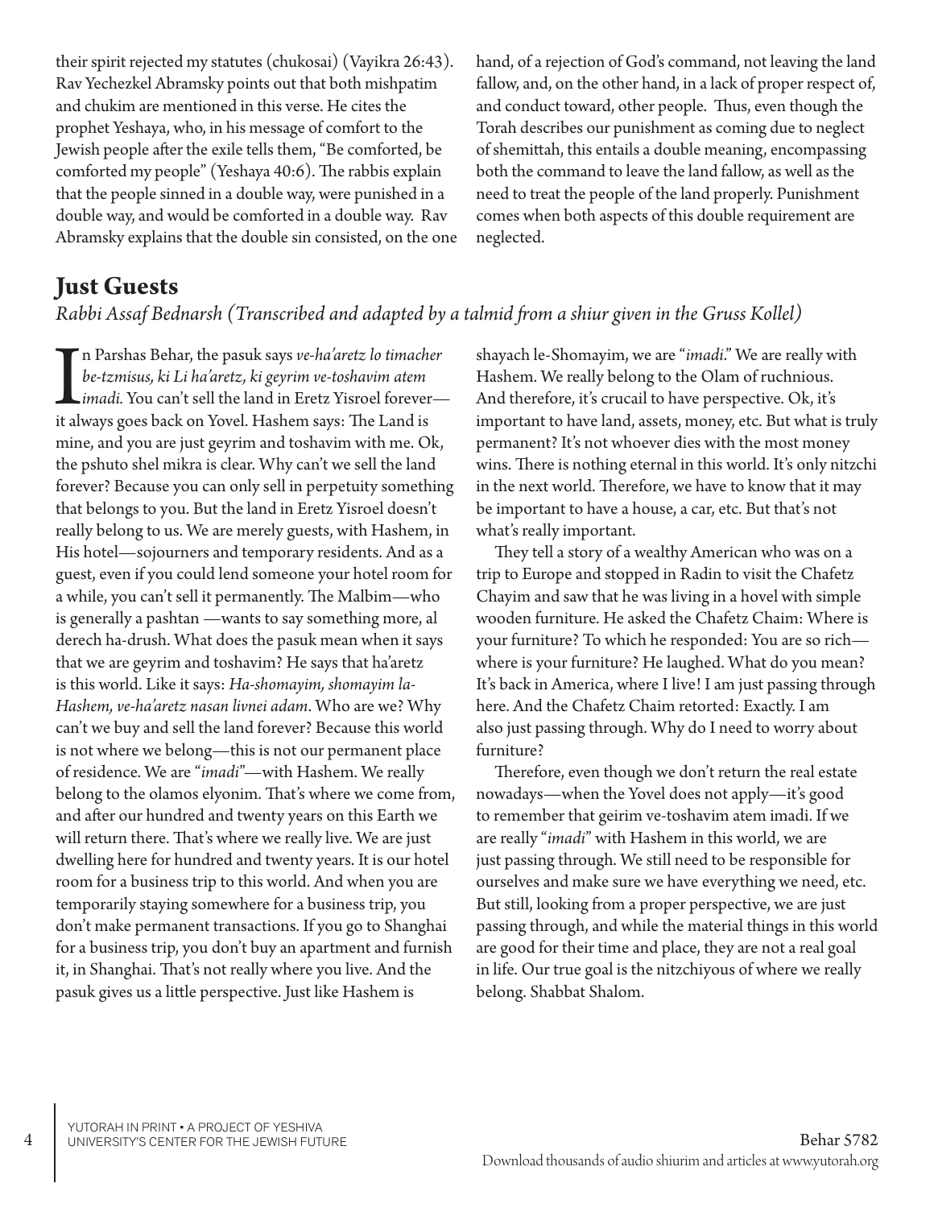their spirit rejected my statutes (chukosai) (Vayikra 26:43). Rav Yechezkel Abramsky points out that both mishpatim and chukim are mentioned in this verse. He cites the prophet Yeshaya, who, in his message of comfort to the Jewish people after the exile tells them, "Be comforted, be comforted my people" (Yeshaya 40:6). The rabbis explain that the people sinned in a double way, were punished in a double way, and would be comforted in a double way. Rav Abramsky explains that the double sin consisted, on the one hand, of a rejection of God's command, not leaving the land fallow, and, on the other hand, in a lack of proper respect of, and conduct toward, other people. Thus, even though the Torah describes our punishment as coming due to neglect of shemittah, this entails a double meaning, encompassing both the command to leave the land fallow, as well as the need to treat the people of the land properly. Punishment comes when both aspects of this double requirement are neglected.

## Just Guests

*Rabbi Assaf Bednarsh (Transcribed and adapted by a talmid from a shiur given in the Gruss Kollel)*

In Parshas Behar, the pasuk says *ve-ha'aretz lo timacher be-tzmisus, ki Li ha'aretz, ki geyrim ve-toshavim atem imadi.* You can't sell the land in Eretz Yisroel forever—it always goes back on Yovel. Hashem says: The Land is mine, and you are just geyrim and toshavim with me. Ok, the pshuto shel mikra is clear. Why can't we sell the land forever? Because you can only sell in perpetuity something that belongs to you. But the land in Eretz Yisroel doesn't really belong to us. We are merely guests, with Hashem, in His hotel—sojourners and temporary residents. And as a guest, even if you could lend someone your hotel room for a while, you can't sell it permanently. The Malbim—who is generally a pashtan —wants to say something more, al derech ha-drush. What does the pasuk mean when it says that we are geyrim and toshavim? He says that ha'aretz is this world. Like it says: *Ha-shomayim, shomayim la-Hashem, ve-ha'aretz nasan livnei adam*. Who are we? Why can't we buy and sell the land forever? Because this world is not where we belong—this is not our permanent place of residence. We are "*imadi*"—with Hashem. We really belong to the olamos elyonim. That's where we come from, and after our hundred and twenty years on this Earth we will return there. That's where we really live. We are just dwelling here for hundred and twenty years. It is our hotel room for a business trip to this world. And when you are temporarily staying somewhere for a business trip, you don't make permanent transactions. If you go to Shanghai for a business trip, you don't buy an apartment and furnish it, in Shanghai. That's not really where you live. And the pasuk gives us a little perspective. Just like Hashem is shayach le-Shomayim, we are "*imadi*." We are really with Hashem. We really belong to the Olam of ruchnious. And therefore, it's crucail to have perspective. Ok, it's important to have land, assets, money, etc. But what is truly permanent? It's not whoever dies with the most money wins. There is nothing eternal in this world. It's only nitzchi in the next world. Therefore, we have to know that it may be important to have a house, a car, etc. But that's not what's really important.

They tell a story of a wealthy American who was on a trip to Europe and stopped in Radin to visit the Chafetz Chayim and saw that he was living in a hovel with simple wooden furniture. He asked the Chafetz Chaim: Where is your furniture? To which he responded: You are so rich—where is your furniture? He laughed. What do you mean? It's back in America, where I live! I am just passing through here. And the Chafetz Chaim retorted: Exactly. I am also just passing through. Why do I need to worry about furniture?

Therefore, even though we don't return the real estate nowadays—when the Yovel does not apply—it's good to remember that geirim ve-toshavim atem imadi. If we are really "*imadi*" with Hashem in this world, we are just passing through. We still need to be responsible for ourselves and make sure we have everything we need, etc. But still, looking from a proper perspective, we are just passing through, and while the material things in this world are good for their time and place, they are not a real goal in life. Our true goal is the nitzchiyous of where we really belong. Shabbat Shalom.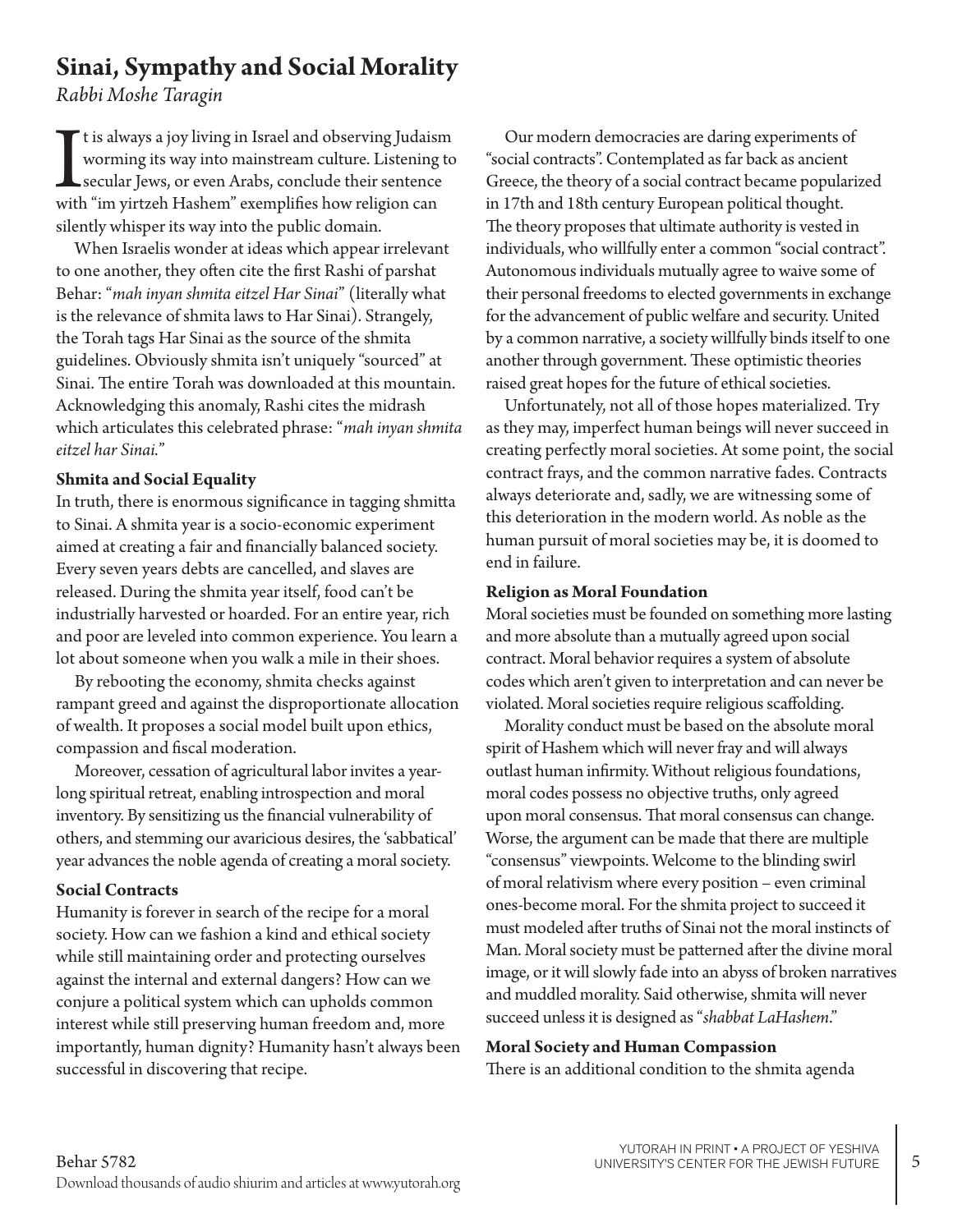# Sinai, Sympathy and Social Morality

*Rabbi Moshe Taragin*

It is always a joy living in Israel and observing Judaism worming its way into mainstream culture. Listening to secular Jews, or even Arabs, conclude their sentence with "im yirtzeh Hashem" exemplifies how religion can silently whisper its way into the public domain.

When Israelis wonder at ideas which appear irrelevant to one another, they often cite the first Rashi of parshat Behar: "*mah inyan shmita eitzel Har Sinai*" (literally what is the relevance of shmita laws to Har Sinai). Strangely, the Torah tags Har Sinai as the source of the shmita guidelines. Obviously shmita isn't uniquely "sourced" at Sinai. The entire Torah was downloaded at this mountain. Acknowledging this anomaly, Rashi cites the midrash which articulates this celebrated phrase: "*mah inyan shmita eitzel har Sinai.*"

### Shmita and Social Equality

In truth, there is enormous significance in tagging shmitta to Sinai. A shmita year is a socio-economic experiment aimed at creating a fair and financially balanced society. Every seven years debts are cancelled, and slaves are released. During the shmita year itself, food can't be industrially harvested or hoarded. For an entire year, rich and poor are leveled into common experience. You learn a lot about someone when you walk a mile in their shoes.

By rebooting the economy, shmita checks against rampant greed and against the disproportionate allocation of wealth. It proposes a social model built upon ethics, compassion and fiscal moderation.

Moreover, cessation of agricultural labor invites a year-long spiritual retreat, enabling introspection and moral inventory. By sensitizing us the financial vulnerability of others, and stemming our avaricious desires, the 'sabbatical' year advances the noble agenda of creating a moral society.

### Social Contracts

Humanity is forever in search of the recipe for a moral society. How can we fashion a kind and ethical society while still maintaining order and protecting ourselves against the internal and external dangers? How can we conjure a political system which can upholds common interest while still preserving human freedom and, more importantly, human dignity? Humanity hasn't always been successful in discovering that recipe.

Our modern democracies are daring experiments of "social contracts". Contemplated as far back as ancient Greece, the theory of a social contract became popularized in 17th and 18th century European political thought. The theory proposes that ultimate authority is vested in individuals, who willfully enter a common "social contract". Autonomous individuals mutually agree to waive some of their personal freedoms to elected governments in exchange for the advancement of public welfare and security. United by a common narrative, a society willfully binds itself to one another through government. These optimistic theories raised great hopes for the future of ethical societies.

Unfortunately, not all of those hopes materialized. Try as they may, imperfect human beings will never succeed in creating perfectly moral societies. At some point, the social contract frays, and the common narrative fades. Contracts always deteriorate and, sadly, we are witnessing some of this deterioration in the modern world. As noble as the human pursuit of moral societies may be, it is doomed to end in failure.

### Religion as Moral Foundation

Moral societies must be founded on something more lasting and more absolute than a mutually agreed upon social contract. Moral behavior requires a system of absolute codes which aren't given to interpretation and can never be violated. Moral societies require religious scaffolding.

Morality conduct must be based on the absolute moral spirit of Hashem which will never fray and will always outlast human infirmity. Without religious foundations, moral codes possess no objective truths, only agreed upon moral consensus. That moral consensus can change. Worse, the argument can be made that there are multiple "consensus" viewpoints. Welcome to the blinding swirl of moral relativism where every position – even criminal ones-become moral. For the shmita project to succeed it must modeled after truths of Sinai not the moral instincts of Man. Moral society must be patterned after the divine moral image, or it will slowly fade into an abyss of broken narratives and muddled morality. Said otherwise, shmita will never succeed unless it is designed as "*shabbat LaHashem.*"

### Moral Society and Human Compassion

There is an additional condition to the shmita agenda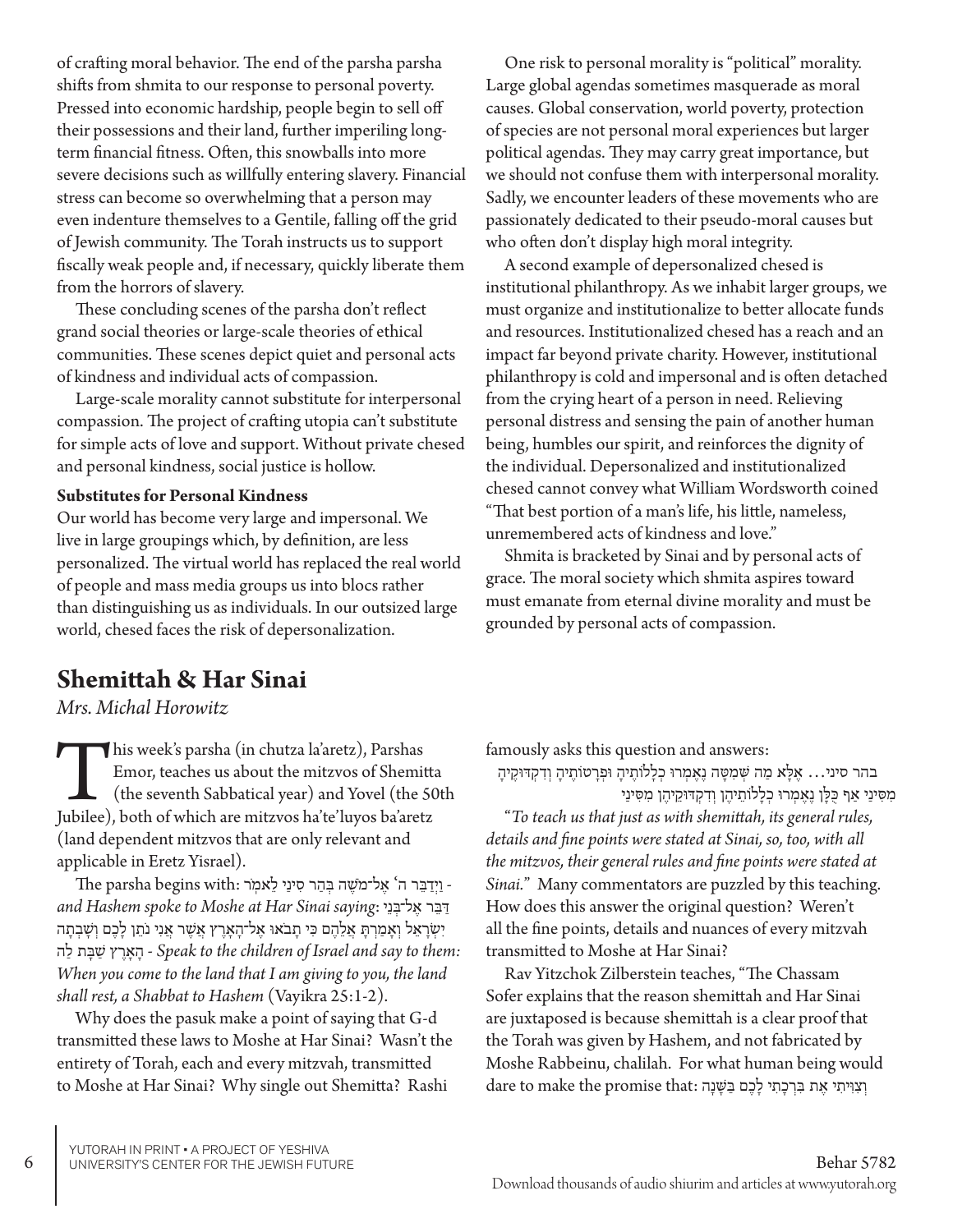of crafting moral behavior. The end of the parsha parsha shifts from shmita to our response to personal poverty. Pressed into economic hardship, people begin to sell off their possessions and their land, further imperiling long-term financial fitness. Often, this snowballs into more severe decisions such as willfully entering slavery. Financial stress can become so overwhelming that a person may even indenture themselves to a Gentile, falling off the grid of Jewish community. The Torah instructs us to support fiscally weak people and, if necessary, quickly liberate them from the horrors of slavery.

These concluding scenes of the parsha don't reflect grand social theories or large-scale theories of ethical communities. These scenes depict quiet and personal acts of kindness and individual acts of compassion.

Large-scale morality cannot substitute for interpersonal compassion. The project of crafting utopia can't substitute for simple acts of love and support. Without private chesed and personal kindness, social justice is hollow.

**Substitutes for Personal Kindness**

Our world has become very large and impersonal. We live in large groupings which, by definition, are less personalized. The virtual world has replaced the real world of people and mass media groups us into blocs rather than distinguishing us as individuals. In our outsized large world, chesed faces the risk of depersonalization.

One risk to personal morality is "political" morality. Large global agendas sometimes masquerade as moral causes. Global conservation, world poverty, protection of species are not personal moral experiences but larger political agendas. They may carry great importance, but we should not confuse them with interpersonal morality. Sadly, we encounter leaders of these movements who are passionately dedicated to their pseudo-moral causes but who often don't display high moral integrity.

A second example of depersonalized chesed is institutional philanthropy. As we inhabit larger groups, we must organize and institutionalize to better allocate funds and resources. Institutionalized chesed has a reach and an impact far beyond private charity. However, institutional philanthropy is cold and impersonal and is often detached from the crying heart of a person in need. Relieving personal distress and sensing the pain of another human being, humbles our spirit, and reinforces the dignity of the individual. Depersonalized and institutionalized chesed cannot convey what William Wordsworth coined "That best portion of a man's life, his little, nameless, unremembered acts of kindness and love."

Shmita is bracketed by Sinai and by personal acts of grace. The moral society which shmita aspires toward must emanate from eternal divine morality and must be grounded by personal acts of compassion.

## Shemittah & Har Sinai

*Mrs. Michal Horowitz*

This week's parsha (in chutza la'aretz), Parshas Emor, teaches us about the mitzvos of Shemitta (the seventh Sabbatical year) and Yovel (the 50th Jubilee), both of which are mitzvos ha'te'luyos ba'aretz (land dependent mitzvos that are only relevant and applicable in Eretz Yisrael).

The parsha begins with: וַיְדַבֵּר ה' אֶל־מֹשֶׁה בְּהַר סִינַי לֵאמֹר - *and Hashem spoke to Moshe at Har Sinai saying*: דַּבֵּר אֶל־בְּנֵי יִשְׂרָאֵל וְאָמַרְתָּ אֲלֵהֶם כִּי תָבֹאוּ אֶל־הָאָרֶץ אֲשֶׁר אֲנִי נֹתֵן לָכֶם וְשָׁבְתָה הָאָרֶץ שַׁבָּת לַה - *Speak to the children of Israel and say to them: When you come to the land that I am giving to you, the land shall rest, a Shabbat to Hashem* (Vayikra 25:1-2).

Why does the pasuk make a point of saying that G-d transmitted these laws to Moshe at Har Sinai? Wasn't the entirety of Torah, each and every mitzvah, transmitted to Moshe at Har Sinai? Why single out Shemitta? Rashi famously asks this question and answers:

בהר סיני... אֶלָּא מַה שְּׁמִטָּה נֶאֶמְרוּ כְלָלוֹתֶיהָ וּפְרָטוֹתֶיהָ וְדִקְדּוּקֶיהָ מִסִּינַי אַף כֻּלָּן נֶאֶמְרוּ כְלָלוֹתֵיהֶן וְדִקְדּוּקֵיהֶן מִסִּינַי

"*To teach us that just as with shemittah, its general rules, details and fine points were stated at Sinai, so, too, with all the mitzvos, their general rules and fine points were stated at Sinai.*" Many commentators are puzzled by this teaching. How does this answer the original question? Weren't all the fine points, details and nuances of every mitzvah transmitted to Moshe at Har Sinai?

Rav Yitzchok Zilberstein teaches, "The Chassam Sofer explains that the reason shemittah and Har Sinai are juxtaposed is because shemittah is a clear proof that the Torah was given by Hashem, and not fabricated by Moshe Rabbeinu, chalilah. For what human being would dare to make the promise that: וְצִוִּיתִי אֶת בִּרְכָתִי לָכֶם בַּשָּׁנָה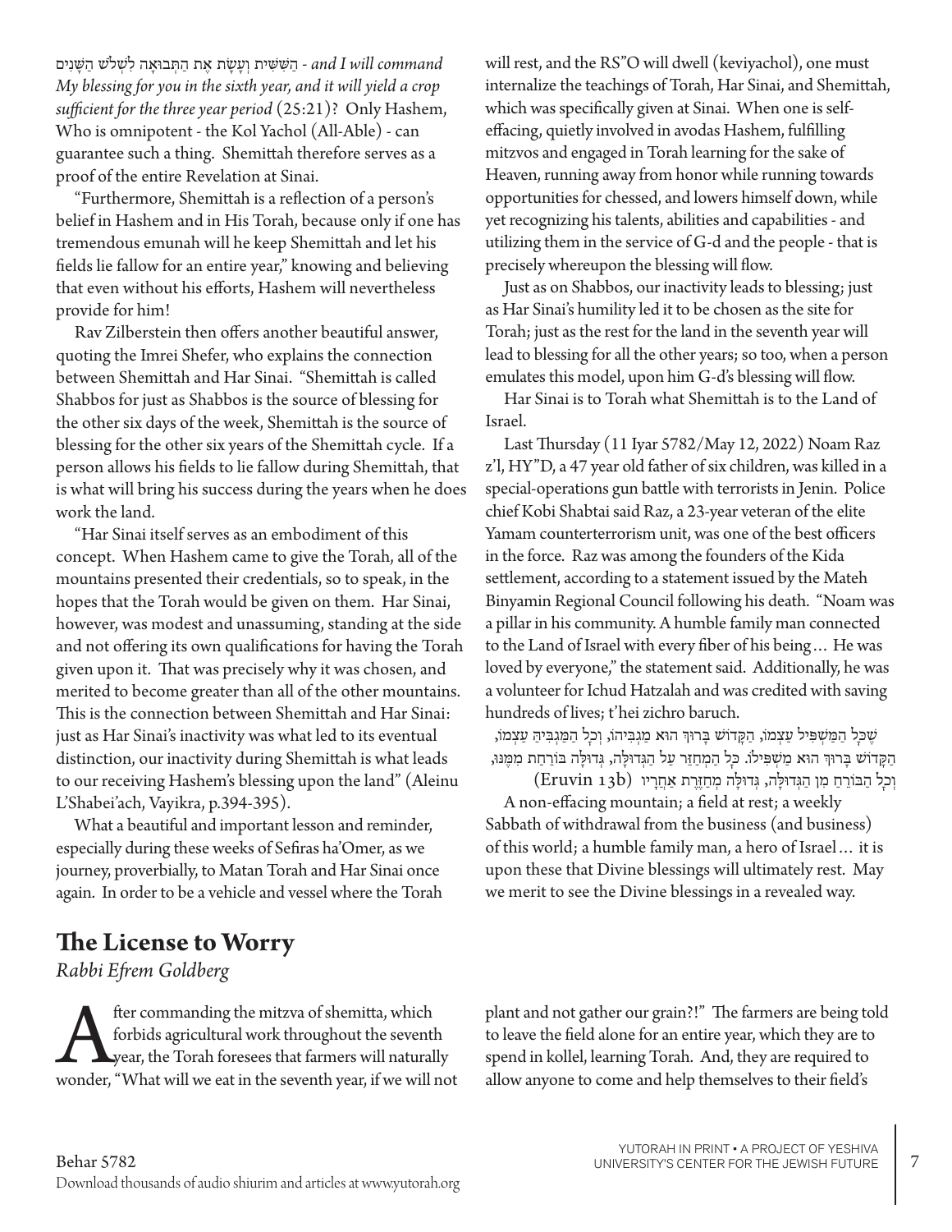הַשִּׁשִּׁית וְעָשָׂת אֶת הַתְּבוּאָה לִשְׁלֹשׁ הַשָּׁנִים - *and I will command My blessing for you in the sixth year, and it will yield a crop sufficient for the three year period* (25:21)? Only Hashem, Who is omnipotent - the Kol Yachol (All-Able) - can guarantee such a thing. Shemittah therefore serves as a proof of the entire Revelation at Sinai.

"Furthermore, Shemittah is a reflection of a person's belief in Hashem and in His Torah, because only if one has tremendous emunah will he keep Shemittah and let his fields lie fallow for an entire year," knowing and believing that even without his efforts, Hashem will nevertheless provide for him!

Rav Zilberstein then offers another beautiful answer, quoting the Imrei Shefer, who explains the connection between Shemittah and Har Sinai. "Shemittah is called Shabbos for just as Shabbos is the source of blessing for the other six days of the week, Shemittah is the source of blessing for the other six years of the Shemittah cycle. If a person allows his fields to lie fallow during Shemittah, that is what will bring his success during the years when he does work the land.

"Har Sinai itself serves as an embodiment of this concept. When Hashem came to give the Torah, all of the mountains presented their credentials, so to speak, in the hopes that the Torah would be given on them. Har Sinai, however, was modest and unassuming, standing at the side and not offering its own qualifications for having the Torah given upon it. That was precisely why it was chosen, and merited to become greater than all of the other mountains. This is the connection between Shemittah and Har Sinai: just as Har Sinai's inactivity was what led to its eventual distinction, our inactivity during Shemittah is what leads to our receiving Hashem's blessing upon the land" (Aleinu L'Shabei'ach, Vayikra, p.394-395).

What a beautiful and important lesson and reminder, especially during these weeks of Sefiras ha'Omer, as we journey, proverbially, to Matan Torah and Har Sinai once again. In order to be a vehicle and vessel where the Torah will rest, and the RS"O will dwell (keviyachol), one must internalize the teachings of Torah, Har Sinai, and Shemittah, which was specifically given at Sinai. When one is self-effacing, quietly involved in avodas Hashem, fulfilling mitzvos and engaged in Torah learning for the sake of Heaven, running away from honor while running towards opportunities for chessed, and lowers himself down, while yet recognizing his talents, abilities and capabilities - and utilizing them in the service of G-d and the people - that is precisely whereupon the blessing will flow.

Just as on Shabbos, our inactivity leads to blessing; just as Har Sinai's humility led it to be chosen as the site for Torah; just as the rest for the land in the seventh year will lead to blessing for all the other years; so too, when a person emulates this model, upon him G-d's blessing will flow.

Har Sinai is to Torah what Shemittah is to the Land of Israel.

Last Thursday (11 Iyar 5782/May 12, 2022) Noam Raz z'l, HY"D, a 47 year old father of six children, was killed in a special-operations gun battle with terrorists in Jenin. Police chief Kobi Shabtai said Raz, a 23-year veteran of the elite Yamam counterterrorism unit, was one of the best officers in the force. Raz was among the founders of the Kida settlement, according to a statement issued by the Mateh Binyamin Regional Council following his death. "Noam was a pillar in his community. A humble family man connected to the Land of Israel with every fiber of his being… He was loved by everyone," the statement said. Additionally, he was a volunteer for Ichud Hatzalah and was credited with saving hundreds of lives; t'hei zichro baruch.

שֶׁכָּל הַמַּשְׁפִּיל עַצְמוֹ, הַקָּדוֹשׁ בָּרוּךְ הוּא מַגְבִּיהוֹ, וְכָל הַמַּגְבִּיהַּ עַצְמוֹ, הַקָּדוֹשׁ בָּרוּךְ הוּא מַשְׁפִּילוֹ. כָּל הַמְחַזֵּר עַל הַגְּדוּלָּה, גְּדוּלָּה בּוֹרַחַת מִמֶּנּוּ, וְכָל הַבּוֹרֵחַ מִן הַגְּדוּלָּה, גְּדוּלָּה מְחַזֶּרֶת אַחֲרָיו (Eruvin 13b)

A non-effacing mountain; a field at rest; a weekly Sabbath of withdrawal from the business (and business) of this world; a humble family man, a hero of Israel… it is upon these that Divine blessings will ultimately rest. May we merit to see the Divine blessings in a revealed way.

## The License to Worry

*Rabbi Efrem Goldberg*

After commanding the mitzva of shemitta, which forbids agricultural work throughout the seventh year, the Torah foresees that farmers will naturally wonder, "What will we eat in the seventh year, if we will not plant and not gather our grain?!" The farmers are being told to leave the field alone for an entire year, which they are to spend in kollel, learning Torah. And, they are required to allow anyone to come and help themselves to their field's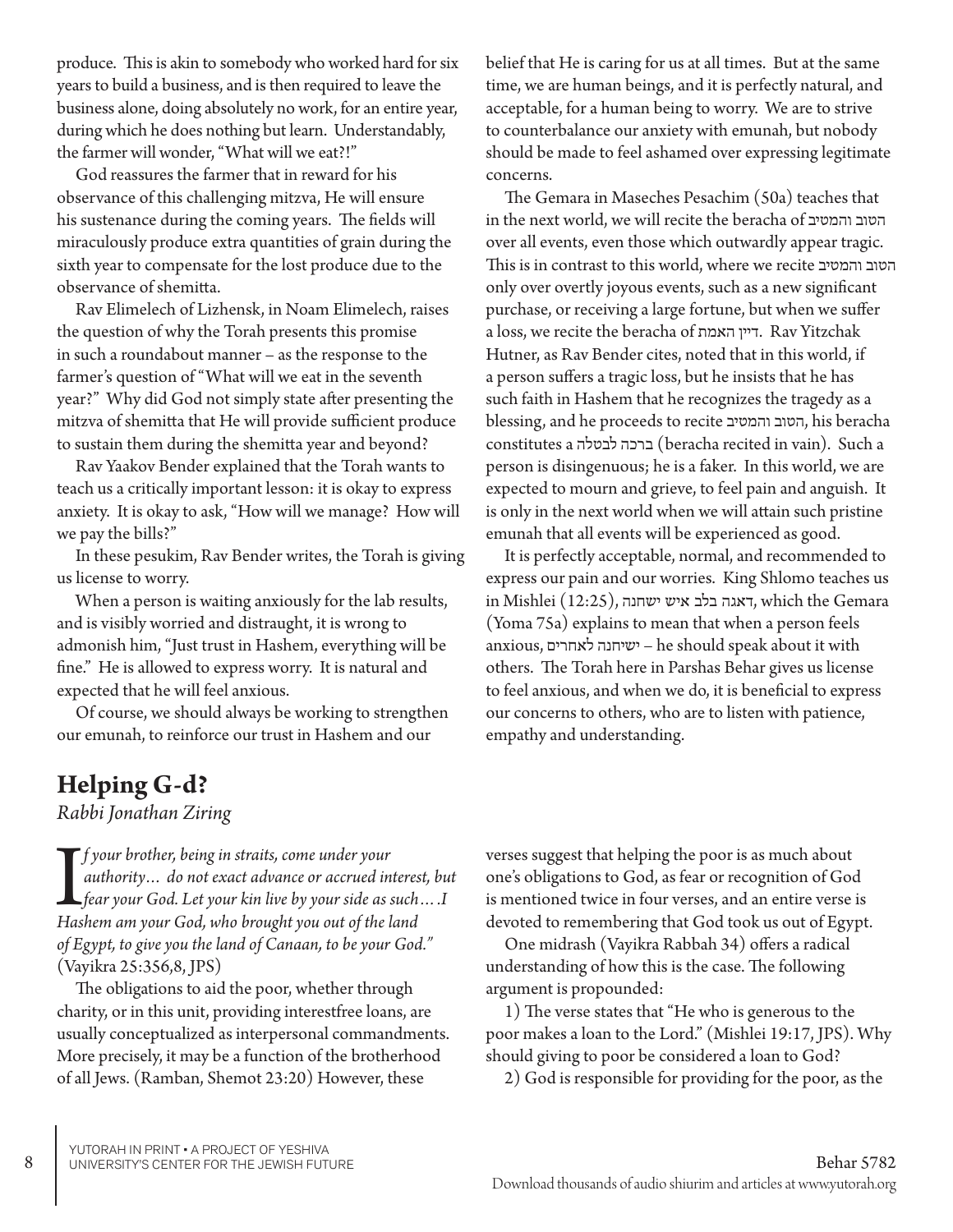produce. This is akin to somebody who worked hard for six years to build a business, and is then required to leave the business alone, doing absolutely no work, for an entire year, during which he does nothing but learn. Understandably, the farmer will wonder, "What will we eat?!"

God reassures the farmer that in reward for his observance of this challenging mitzva, He will ensure his sustenance during the coming years. The fields will miraculously produce extra quantities of grain during the sixth year to compensate for the lost produce due to the observance of shemitta.

Rav Elimelech of Lizhensk, in Noam Elimelech, raises the question of why the Torah presents this promise in such a roundabout manner – as the response to the farmer's question of "What will we eat in the seventh year?" Why did God not simply state after presenting the mitzva of shemitta that He will provide sufficient produce to sustain them during the shemitta year and beyond?

Rav Yaakov Bender explained that the Torah wants to teach us a critically important lesson: it is okay to express anxiety. It is okay to ask, "How will we manage? How will we pay the bills?"

In these pesukim, Rav Bender writes, the Torah is giving us license to worry.

When a person is waiting anxiously for the lab results, and is visibly worried and distraught, it is wrong to admonish him, "Just trust in Hashem, everything will be fine." He is allowed to express worry. It is natural and expected that he will feel anxious.

Of course, we should always be working to strengthen our emunah, to reinforce our trust in Hashem and our belief that He is caring for us at all times. But at the same time, we are human beings, and it is perfectly natural, and acceptable, for a human being to worry. We are to strive to counterbalance our anxiety with emunah, but nobody should be made to feel ashamed over expressing legitimate concerns.

The Gemara in Maseches Pesachim (50a) teaches that in the next world, we will recite the beracha of הטוב והמטיב over all events, even those which outwardly appear tragic. This is in contrast to this world, where we recite הטוב והמטיב only over overtly joyous events, such as a new significant purchase, or receiving a large fortune, but when we suffer a loss, we recite the beracha of דיין האמת. Rav Yitzchak Hutner, as Rav Bender cites, noted that in this world, if a person suffers a tragic loss, but he insists that he has such faith in Hashem that he recognizes the tragedy as a blessing, and he proceeds to recite הטוב והמטיב, his beracha constitutes a ברכה לבטלה (beracha recited in vain). Such a person is disingenuous; he is a faker. In this world, we are expected to mourn and grieve, to feel pain and anguish. It is only in the next world when we will attain such pristine emunah that all events will be experienced as good.

It is perfectly acceptable, normal, and recommended to express our pain and our worries. King Shlomo teaches us in Mishlei (12:25), דאגה בלב איש ישחנה, which the Gemara (Yoma 75a) explains to mean that when a person feels anxious, ישיחנה לאחרים – he should speak about it with others. The Torah here in Parshas Behar gives us license to feel anxious, and when we do, it is beneficial to express our concerns to others, who are to listen with patience, empathy and understanding.

## Helping G-d?

*Rabbi Jonathan Ziring*

*If your brother, being in straits, come under your authority… do not exact advance or accrued interest, but fear your God. Let your kin live by your side as such….I Hashem am your God, who brought you out of the land of Egypt, to give you the land of Canaan, to be your God."* (Vayikra 25:356,8, JPS)

The obligations to aid the poor, whether through charity, or in this unit, providing interestfree loans, are usually conceptualized as interpersonal commandments. More precisely, it may be a function of the brotherhood of all Jews. (Ramban, Shemot 23:20) However, these verses suggest that helping the poor is as much about one's obligations to God, as fear or recognition of God is mentioned twice in four verses, and an entire verse is devoted to remembering that God took us out of Egypt.

One midrash (Vayikra Rabbah 34) offers a radical understanding of how this is the case. The following argument is propounded:

1) The verse states that "He who is generous to the poor makes a loan to the Lord." (Mishlei 19:17, JPS). Why should giving to poor be considered a loan to God?

2) God is responsible for providing for the poor, as the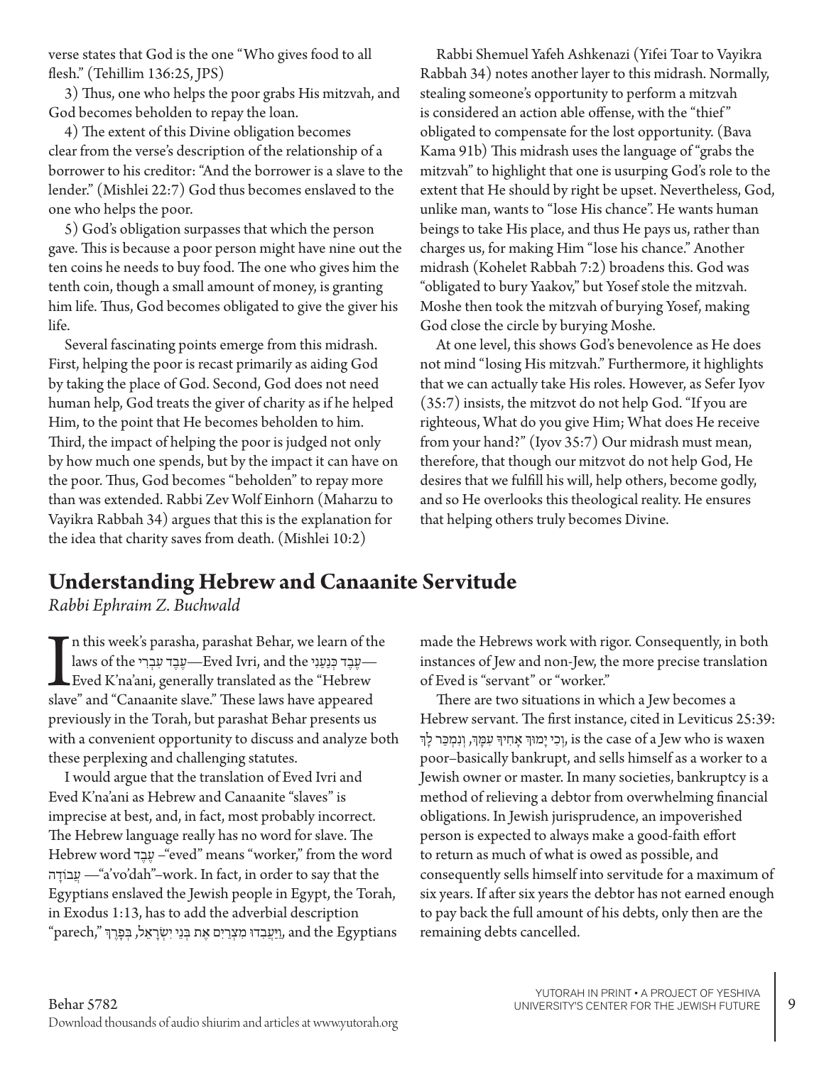verse states that God is the one "Who gives food to all flesh." (Tehillim 136:25, JPS)

3) Thus, one who helps the poor grabs His mitzvah, and God becomes beholden to repay the loan.

4) The extent of this Divine obligation becomes clear from the verse's description of the relationship of a borrower to his creditor: "And the borrower is a slave to the lender." (Mishlei 22:7) God thus becomes enslaved to the one who helps the poor.

5) God's obligation surpasses that which the person gave. This is because a poor person might have nine out the ten coins he needs to buy food. The one who gives him the tenth coin, though a small amount of money, is granting him life. Thus, God becomes obligated to give the giver his life.

Several fascinating points emerge from this midrash. First, helping the poor is recast primarily as aiding God by taking the place of God. Second, God does not need human help, God treats the giver of charity as if he helped Him, to the point that He becomes beholden to him. Third, the impact of helping the poor is judged not only by how much one spends, but by the impact it can have on the poor. Thus, God becomes "beholden" to repay more than was extended. Rabbi Zev Wolf Einhorn (Maharzu to Vayikra Rabbah 34) argues that this is the explanation for the idea that charity saves from death. (Mishlei 10:2)

Rabbi Shemuel Yafeh Ashkenazi (Yifei Toar to Vayikra Rabbah 34) notes another layer to this midrash. Normally, stealing someone's opportunity to perform a mitzvah is considered an action able offense, with the "thief" obligated to compensate for the lost opportunity. (Bava Kama 91b) This midrash uses the language of "grabs the mitzvah" to highlight that one is usurping God's role to the extent that He should by right be upset. Nevertheless, God, unlike man, wants to "lose His chance". He wants human beings to take His place, and thus He pays us, rather than charges us, for making Him "lose his chance." Another midrash (Kohelet Rabbah 7:2) broadens this. God was "obligated to bury Yaakov," but Yosef stole the mitzvah. Moshe then took the mitzvah of burying Yosef, making God close the circle by burying Moshe.

At one level, this shows God's benevolence as He does not mind "losing His mitzvah." Furthermore, it highlights that we can actually take His roles. However, as Sefer Iyov (35:7) insists, the mitzvot do not help God. "If you are righteous, What do you give Him; What does He receive from your hand?" (Iyov 35:7) Our midrash must mean, therefore, that though our mitzvot do not help God, He desires that we fulfill his will, help others, become godly, and so He overlooks this theological reality. He ensures that helping others truly becomes Divine.

# Understanding Hebrew and Canaanite Servitude

*Rabbi Ephraim Z. Buchwald*

In this week's parasha, parashat Behar, we learn of the laws of the עֶבֶד עִבְרִי—Eved Ivri, and the עֶבֶד כְּנַעֲנִי—Eved K'na'ani, generally translated as the "Hebrew slave" and "Canaanite slave." These laws have appeared previously in the Torah, but parashat Behar presents us with a convenient opportunity to discuss and analyze both these perplexing and challenging statutes.

I would argue that the translation of Eved Ivri and Eved K'na'ani as Hebrew and Canaanite "slaves" is imprecise at best, and, in fact, most probably incorrect. The Hebrew language really has no word for slave. The Hebrew word עֶבֶד –"eved" means "worker," from the word עֲבוֹדָה —"a'vo'dah"–work. In fact, in order to say that the Egyptians enslaved the Jewish people in Egypt, the Torah, in Exodus 1:13, has to add the adverbial description "parech," וַיַּעֲבִדוּ מִצְרַיִם אֶת בְּנֵי יִשְׂרָאֵל, בְּפָרֶךְ, and the Egyptians made the Hebrews work with rigor. Consequently, in both instances of Jew and non-Jew, the more precise translation of Eved is "servant" or "worker."

There are two situations in which a Jew becomes a Hebrew servant. The first instance, cited in Leviticus 25:39: וְכִי יָמוּךְ אָחִיךָ עִמָּךְ, וְנִמְכַּר לָךְ, is the case of a Jew who is waxen poor–basically bankrupt, and sells himself as a worker to a Jewish owner or master. In many societies, bankruptcy is a method of relieving a debtor from overwhelming financial obligations. In Jewish jurisprudence, an impoverished person is expected to always make a good-faith effort to return as much of what is owed as possible, and consequently sells himself into servitude for a maximum of six years. If after six years the debtor has not earned enough to pay back the full amount of his debts, only then are the remaining debts cancelled.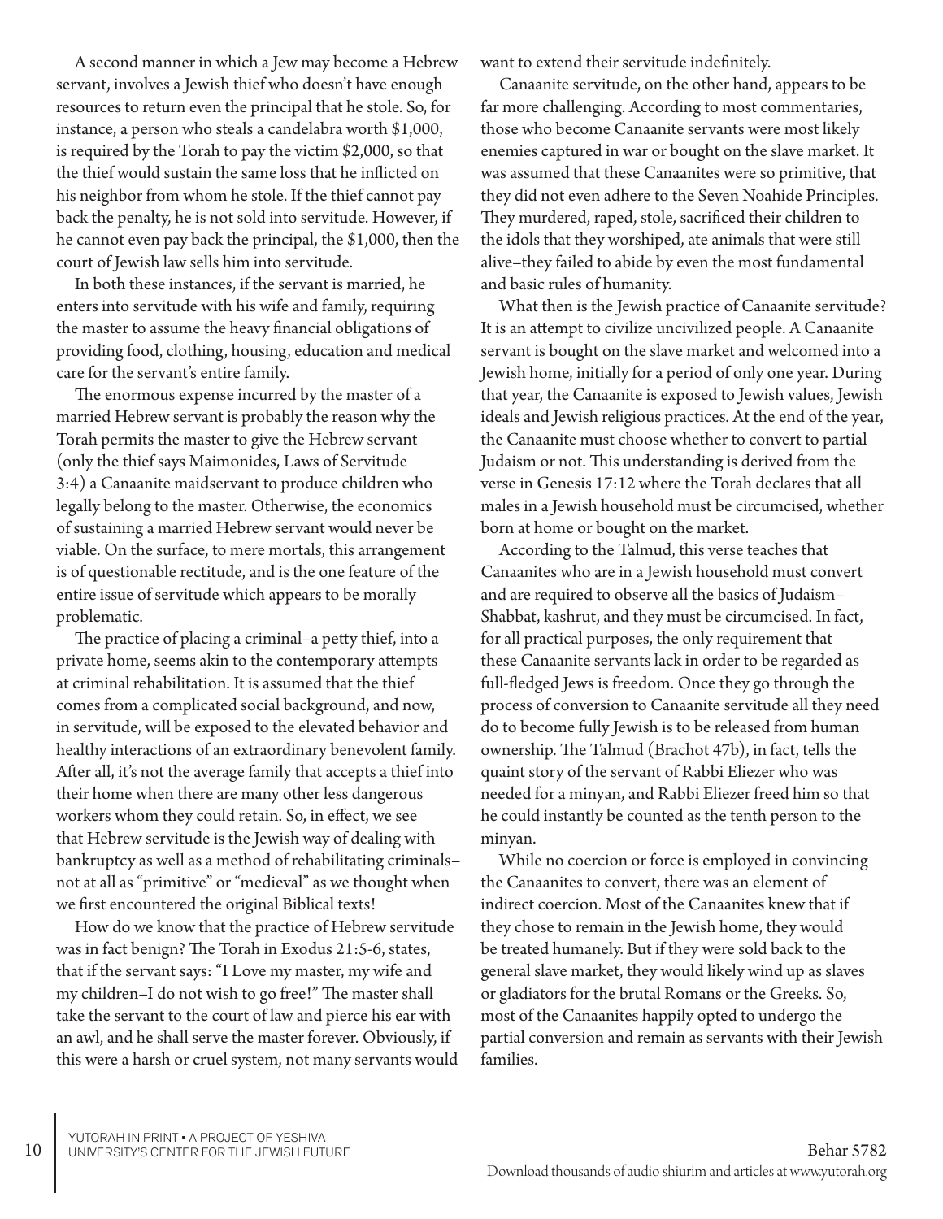A second manner in which a Jew may become a Hebrew servant, involves a Jewish thief who doesn't have enough resources to return even the principal that he stole. So, for instance, a person who steals a candelabra worth $1,000, is required by the Torah to pay the victim $2,000, so that the thief would sustain the same loss that he inflicted on his neighbor from whom he stole. If the thief cannot pay back the penalty, he is not sold into servitude. However, if he cannot even pay back the principal, the $1,000, then the court of Jewish law sells him into servitude.

In both these instances, if the servant is married, he enters into servitude with his wife and family, requiring the master to assume the heavy financial obligations of providing food, clothing, housing, education and medical care for the servant's entire family.

The enormous expense incurred by the master of a married Hebrew servant is probably the reason why the Torah permits the master to give the Hebrew servant (only the thief says Maimonides, Laws of Servitude 3:4) a Canaanite maidservant to produce children who legally belong to the master. Otherwise, the economics of sustaining a married Hebrew servant would never be viable. On the surface, to mere mortals, this arrangement is of questionable rectitude, and is the one feature of the entire issue of servitude which appears to be morally problematic.

The practice of placing a criminal–a petty thief, into a private home, seems akin to the contemporary attempts at criminal rehabilitation. It is assumed that the thief comes from a complicated social background, and now, in servitude, will be exposed to the elevated behavior and healthy interactions of an extraordinary benevolent family. After all, it's not the average family that accepts a thief into their home when there are many other less dangerous workers whom they could retain. So, in effect, we see that Hebrew servitude is the Jewish way of dealing with bankruptcy as well as a method of rehabilitating criminals–not at all as "primitive" or "medieval" as we thought when we first encountered the original Biblical texts!

How do we know that the practice of Hebrew servitude was in fact benign? The Torah in Exodus 21:5-6, states, that if the servant says: "I Love my master, my wife and my children–I do not wish to go free!" The master shall take the servant to the court of law and pierce his ear with an awl, and he shall serve the master forever. Obviously, if this were a harsh or cruel system, not many servants would want to extend their servitude indefinitely.

Canaanite servitude, on the other hand, appears to be far more challenging. According to most commentaries, those who become Canaanite servants were most likely enemies captured in war or bought on the slave market. It was assumed that these Canaanites were so primitive, that they did not even adhere to the Seven Noahide Principles. They murdered, raped, stole, sacrificed their children to the idols that they worshiped, ate animals that were still alive–they failed to abide by even the most fundamental and basic rules of humanity.

What then is the Jewish practice of Canaanite servitude? It is an attempt to civilize uncivilized people. A Canaanite servant is bought on the slave market and welcomed into a Jewish home, initially for a period of only one year. During that year, the Canaanite is exposed to Jewish values, Jewish ideals and Jewish religious practices. At the end of the year, the Canaanite must choose whether to convert to partial Judaism or not. This understanding is derived from the verse in Genesis 17:12 where the Torah declares that all males in a Jewish household must be circumcised, whether born at home or bought on the market.

According to the Talmud, this verse teaches that Canaanites who are in a Jewish household must convert and are required to observe all the basics of Judaism–Shabbat, kashrut, and they must be circumcised. In fact, for all practical purposes, the only requirement that these Canaanite servants lack in order to be regarded as full-fledged Jews is freedom. Once they go through the process of conversion to Canaanite servitude all they need do to become fully Jewish is to be released from human ownership. The Talmud (Brachot 47b), in fact, tells the quaint story of the servant of Rabbi Eliezer who was needed for a minyan, and Rabbi Eliezer freed him so that he could instantly be counted as the tenth person to the minyan.

While no coercion or force is employed in convincing the Canaanites to convert, there was an element of indirect coercion. Most of the Canaanites knew that if they chose to remain in the Jewish home, they would be treated humanely. But if they were sold back to the general slave market, they would likely wind up as slaves or gladiators for the brutal Romans or the Greeks. So, most of the Canaanites happily opted to undergo the partial conversion and remain as servants with their Jewish families.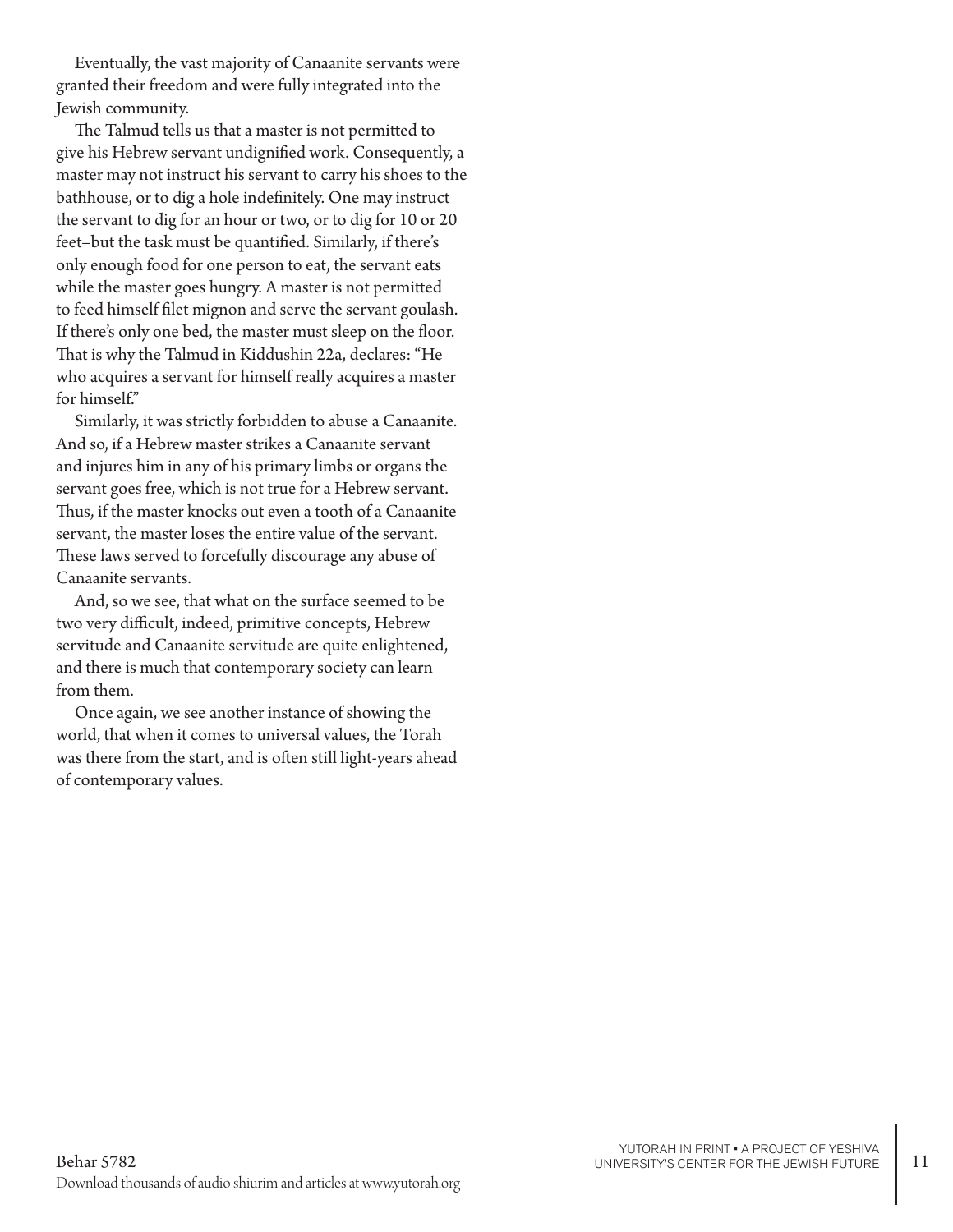Eventually, the vast majority of Canaanite servants were granted their freedom and were fully integrated into the Jewish community.

The Talmud tells us that a master is not permitted to give his Hebrew servant undignified work. Consequently, a master may not instruct his servant to carry his shoes to the bathhouse, or to dig a hole indefinitely. One may instruct the servant to dig for an hour or two, or to dig for 10 or 20 feet–but the task must be quantified. Similarly, if there's only enough food for one person to eat, the servant eats while the master goes hungry. A master is not permitted to feed himself filet mignon and serve the servant goulash. If there's only one bed, the master must sleep on the floor. That is why the Talmud in Kiddushin 22a, declares: "He who acquires a servant for himself really acquires a master for himself."

Similarly, it was strictly forbidden to abuse a Canaanite. And so, if a Hebrew master strikes a Canaanite servant and injures him in any of his primary limbs or organs the servant goes free, which is not true for a Hebrew servant. Thus, if the master knocks out even a tooth of a Canaanite servant, the master loses the entire value of the servant. These laws served to forcefully discourage any abuse of Canaanite servants.

And, so we see, that what on the surface seemed to be two very difficult, indeed, primitive concepts, Hebrew servitude and Canaanite servitude are quite enlightened, and there is much that contemporary society can learn from them.

Once again, we see another instance of showing the world, that when it comes to universal values, the Torah was there from the start, and is often still light-years ahead of contemporary values.